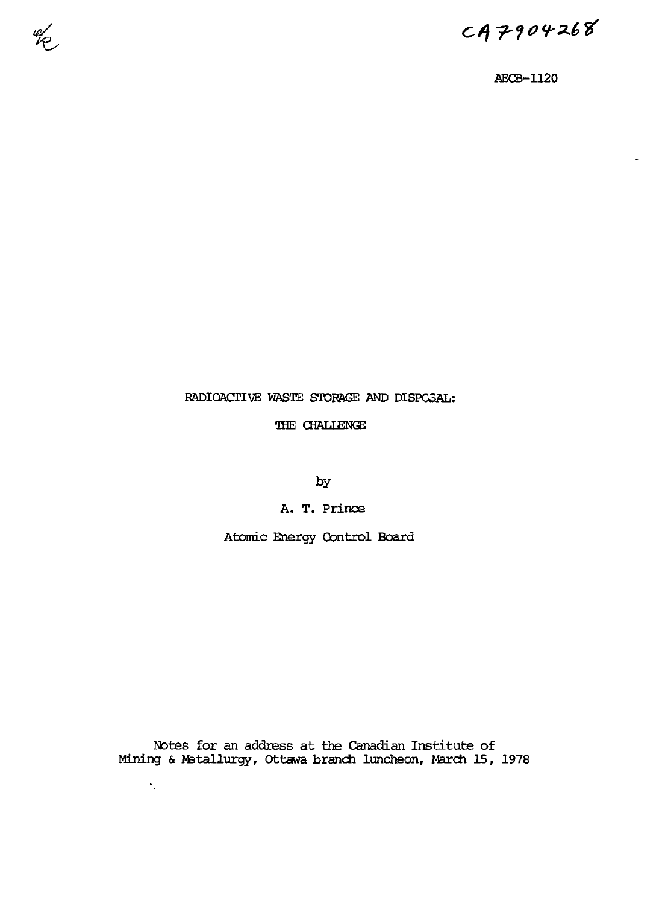CA7904268

AECB-1120

# RADIOACTIVE WASTE STORAGE AND DISPOSAL:

# THE CHALLENGE

by

A. T. Prince

Atomic Energy Control Board

Notes for an address at the Canadian Institute of Mining & Metallurgy, Ottawa branch luncheon, March 15, 1978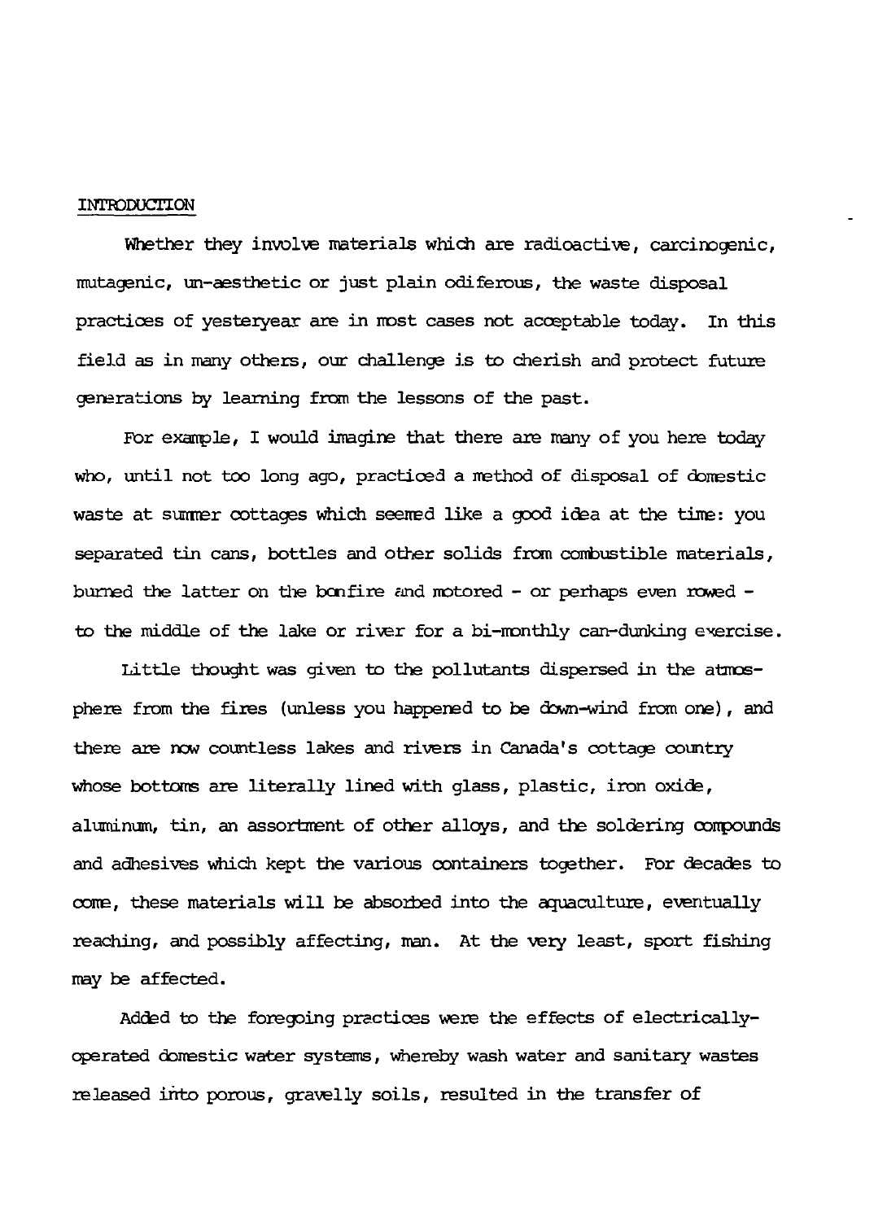## INTRODUCTION

Whether they involve materials which are radioactive, carcinogenic, mutagenic, un-aesthetic or just plain odiferous, the waste disposal practices of yesteryear are in most cases not acceptable today. In this field as in many others, our challenge is to cherish and protect future generations by learning from the lessons of the past.

For example, I would imagine that there are many of you here today who, until not too long ago, practiced a method of disposal of domestic waste at summer cottages which seemed like a good idea at the time: you separated tin cans, bottles and other solids from combustible materials, burned the latter on the bonfire and motored - or perhaps even rowed - to the middle of the lake or river for a bi-monthly can-dunking exercise.

Little thought was given to the pollutants dispersed in the atmosphere from the fires (unless you happened to be down-wind from one), and there are now countless lakes and rivers in Canada's cottage country whose bottoms are literally lined with glass, plastic, iron oxide, aluminum, tin, an assortment of other alloys, and the soldering compounds and adhesives which kept the various containers together. For decades to come, these materials will be absorbed into the aquaculture, eventually reaching, and possibly affecting, man. At the very least, sport fishing may be affected.

Added to the foregoing practices were the effects of electrically-operated domestic water systems, whereby wash water and sanitary wastes released into porous, gravelly soils, resulted in the transfer of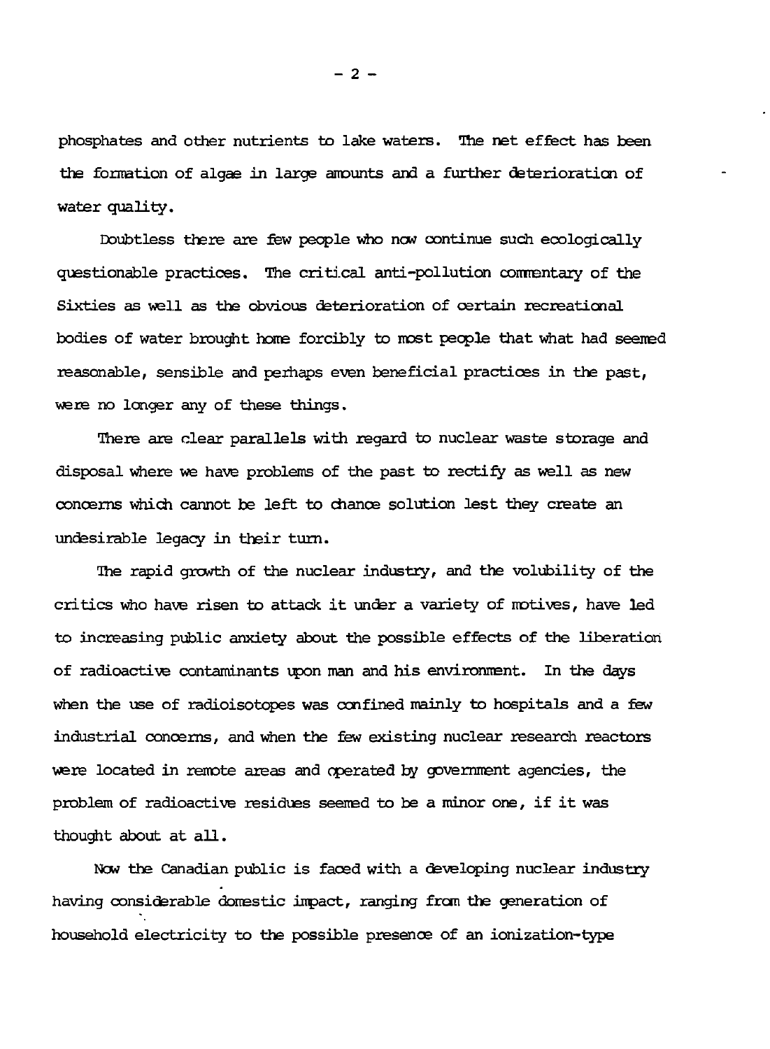phosphates and other nutrients to lake waters. The net effect has been the formation of algae in large amounts and a further deterioration of water quality.

Doubtless there are few people who now continue such ecologically questionable practices. The critical anti-pollution commentary of the Sixties as well as the obvious deterioration of certain recreational bodies of water brought home forcibly to most people that what had seemed reasonable, sensible and perhaps even beneficial practices in the past, were no longer any of these things.

There are clear parallels with regard to nuclear waste storage and disposal where we have problems of the past to rectify as well as new concerns which cannot be left to chance solution lest they create an undesirable legacy in their turn.

The rapid growth of the nuclear industry, and the volubility of the critics who have risen to attack it under a variety of motives, have led to increasing public anxiety about the possible effects of the liberation of radioactive contaminants upon man and his environment. In the days when the use of radioisotopes was confined mainly to hospitals and a few industrial concerns, and when the few existing nuclear research reactors were located in remote areas and operated by government agencies, the problem of radioactive residues seemed to be a minor one, if it was thought about at all.

Now the Canadian public is faced with a developing nuclear industry having considerable domestic impact, ranging from the generation of household electricity to the possible presence of an ionization-type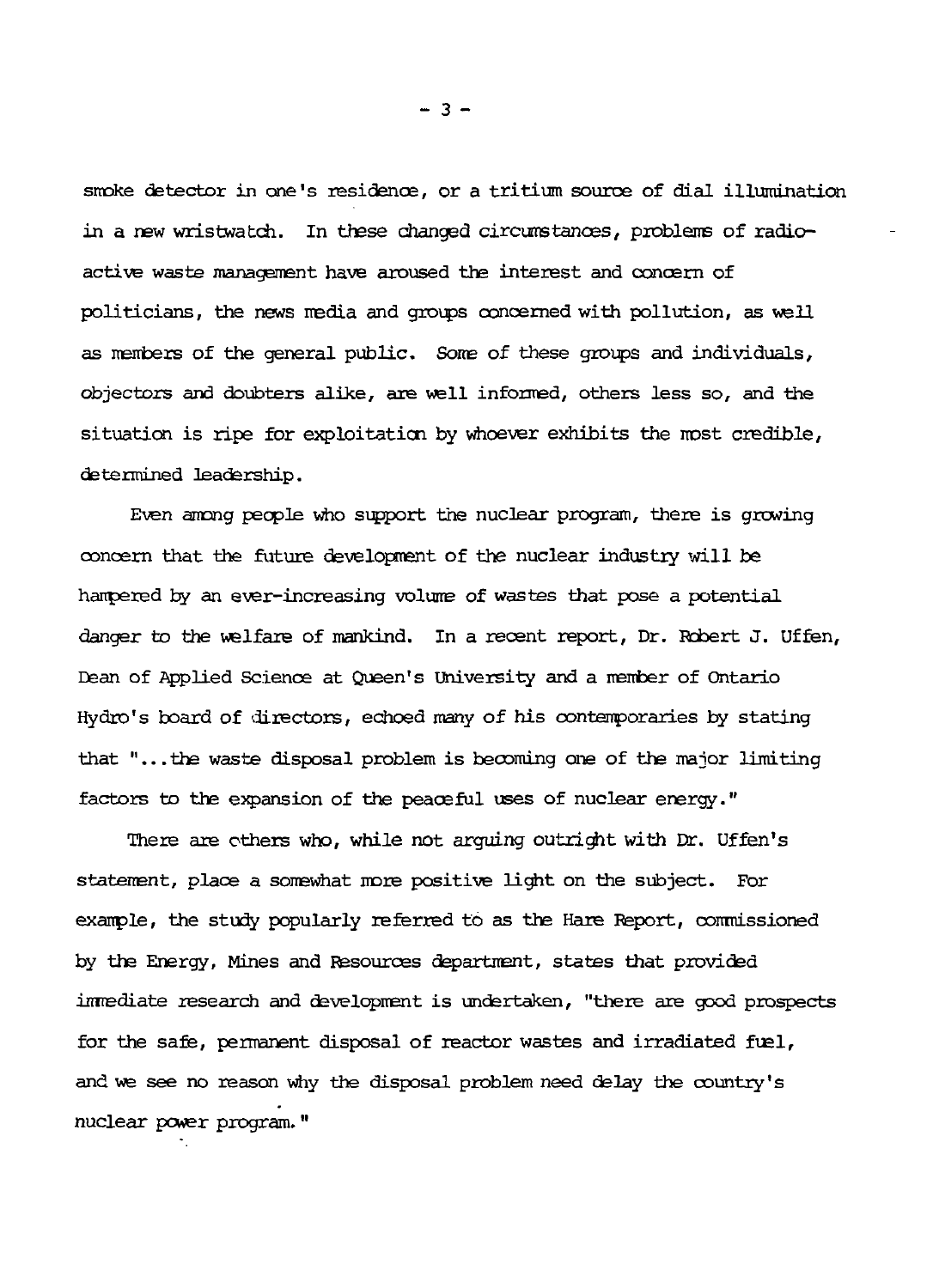smoke detector in one's residence, or a tritium source of dial illumination in a new wristwatch. In these changed circumstances, problems of radioactive waste management have aroused the interest and concern of politicians, the news media and groups concerned with pollution, as well as members of the general public. Some of these groups and individuals, objectors and doubters alike, are well informed, others less so, and the situation is ripe for exploitation by whoever exhibits the most credible, determined leadership.

Even among people who support the nuclear program, there is growing concern that the future development of the nuclear industry will be hampered by an ever-increasing volume of wastes that pose a potential danger to the welfare of mankind. In a recent report, Dr. Robert J. Uffen, Dean of Applied Science at Queen's University and a member of Ontario Hydro's board of directors, echoed many of his contemporaries by stating that "...the waste disposal problem is becoming one of the major limiting factors to the expansion of the peaceful uses of nuclear energy."

There are others who, while not arguing outright with Dr. Uffen's statement, place a somewhat more positive light on the subject. For example, the study popularly referred to as the Hare Report, commissioned by the Energy, Mines and Resources department, states that provided immediate research and development is undertaken, "there are good prospects for the safe, permanent disposal of reactor wastes and irradiated fuel, and we see no reason why the disposal problem need delay the country's nuclear power program."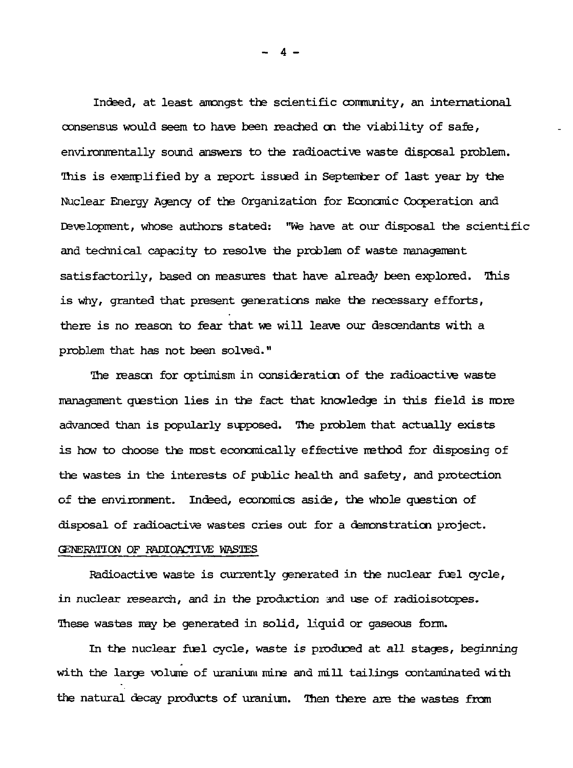Indeed, at least amongst the scientific community, an international consensus would seem to have been reached on the viability of safe, environmentally sound answers to the radioactive waste disposal problem. This is exemplified by a report issued in September of last year by the Nuclear Energy Agency of the Organization for Economic Cooperation and Development, whose authors stated: "We have at our disposal the scientific and technical capacity to resolve the problem of waste management satisfactorily, based on measures that have already been explored. This is why, granted that present generations make the necessary efforts, there is no reason to fear that we will leave our descendants with a problem that has not been solved."

The reason for optimism in consideration of the radioactive waste management question lies in the fact that knowledge in this field is more advanced than is popularly supposed. The problem that actually exists is how to choose the most economically effective method for disposing of the wastes in the interests of public health and safety, and protection of the environment. Indeed, economics aside, the whole question of disposal of radioactive wastes cries out for a demonstration project.

## GENERATION OF RADIOACTIVE WASTES

Radioactive waste is currently generated in the nuclear fuel cycle, in nuclear research, and in the production and use of radioisotopes. These wastes may be generated in solid, liquid or gaseous form.

In the nuclear fuel cycle, waste is produced at all stages, beginning with the large volume of uranium mine and mill tailings contaminated with the natural decay products of uranium. Then there are the wastes from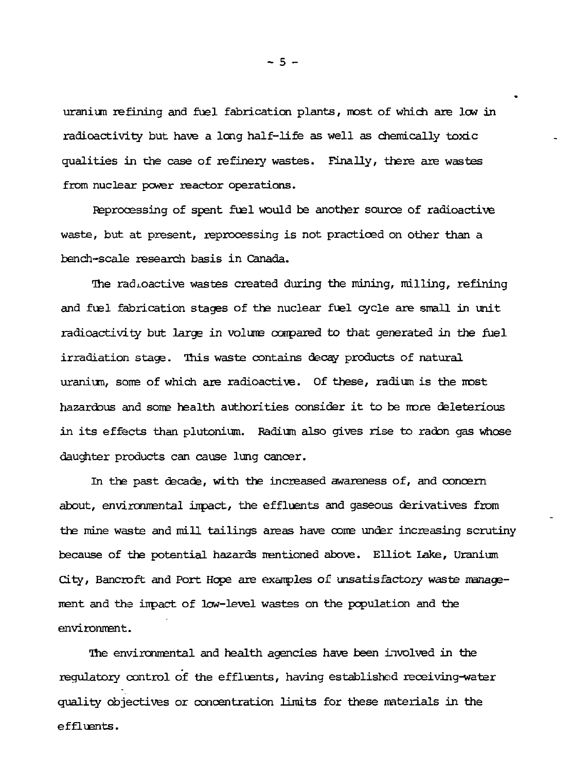uranium refining and fuel fabrication plants, most of which are low in radioactivity but have a long half-life as well as chemically toxic qualities in the case of refinery wastes. Finally, there are wastes from nuclear power reactor operations.

Reprocessing of spent fuel would be another source of radioactive waste, but at present, reprocessing is not practiced on other than a bench-scale research basis in Canada.

The radioactive wastes created during the mining, milling, refining and fuel fabrication stages of the nuclear fuel cycle are small in unit radioactivity but large in volume compared to that generated in the fuel irradiation stage. This waste contains decay products of natural uranium, some of which are radioactive. Of these, radium is the most hazardous and some health authorities consider it to be more deleterious in its effects than plutonium. Radium also gives rise to radon gas whose daughter products can cause lung cancer.

In the past decade, with the increased awareness of, and concern about, environmental impact, the effluents and gaseous derivatives from the mine waste and mill tailings areas have come under increasing scrutiny because of the potential hazards mentioned above. Elliot Lake, Uranium City, Bancroft and Port Hope are examples of unsatisfactory waste management and the impact of low-level wastes on the population and the environment.

The environmental and health agencies have been involved in the regulatory control of the effluents, having established receiving-water quality objectives or concentration limits for these materials in the effluents.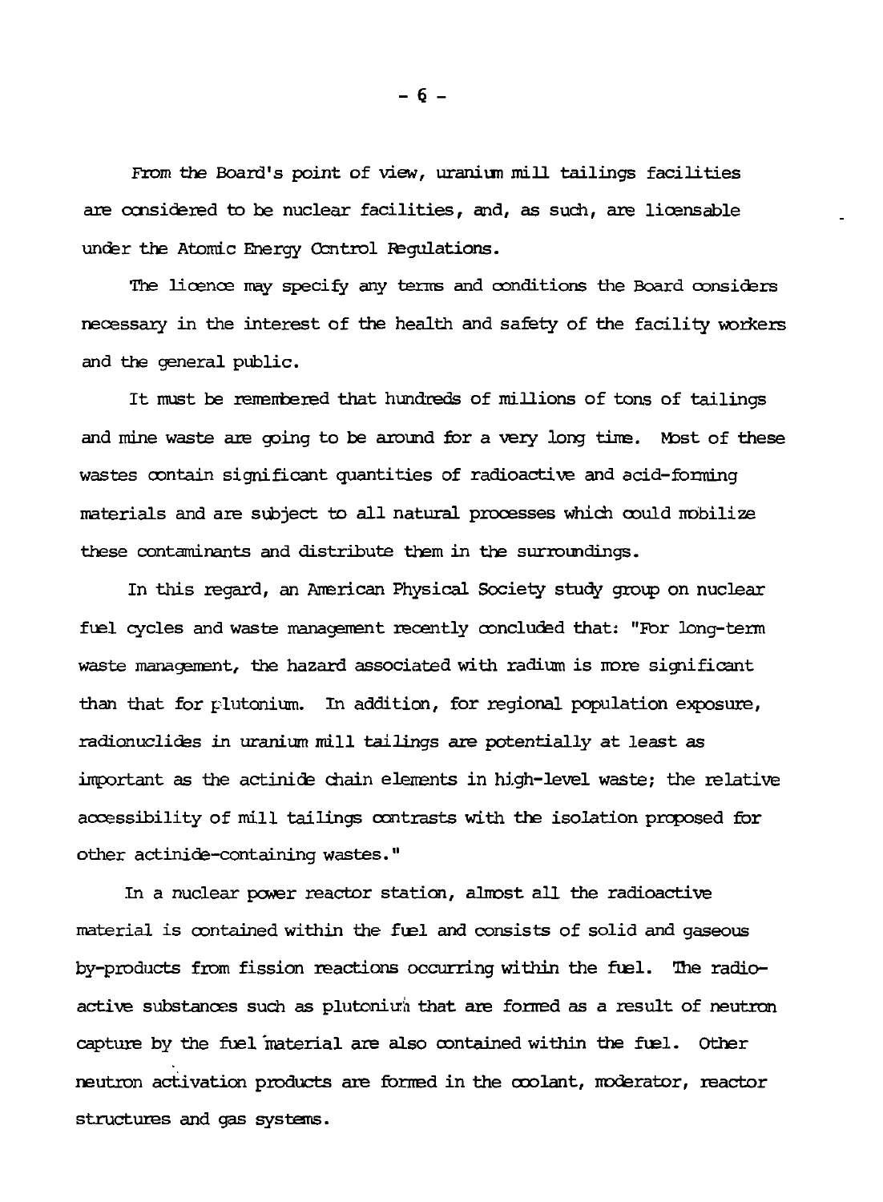From the Board's point of view, uranium mill tailings facilities are considered to be nuclear facilities, and, as such, are licensable under the Atomic Energy Control Regulations.

The licence may specify any terms and conditions the Board considers necessary in the interest of the health and safety of the facility workers and the general public.

It must be remembered that hundreds of millions of tons of tailings and mine waste are going to be around for a very long time. Most of these wastes contain significant quantities of radioactive and acid-forming materials and are subject to all natural processes which could mobilize these contaminants and distribute them in the surroundings.

In this regard, an American Physical Society study group on nuclear fuel cycles and waste management recently concluded that: "For long-term waste management, the hazard associated with radium is more significant than that for plutonium. In addition, for regional population exposure, radionuclides in uranium mill tailings are potentially at least as important as the actinide chain elements in high-level waste; the relative accessibility of mill tailings contrasts with the isolation proposed for other actinide-containing wastes."

In a nuclear power reactor station, almost all the radioactive material is contained within the fuel and consists of solid and gaseous by-products from fission reactions occurring within the fuel. The radioactive substances such as plutonium that are formed as a result of neutron capture by the fuel material are also contained within the fuel. Other neutron activation products are formed in the coolant, moderator, reactor structures and gas systems.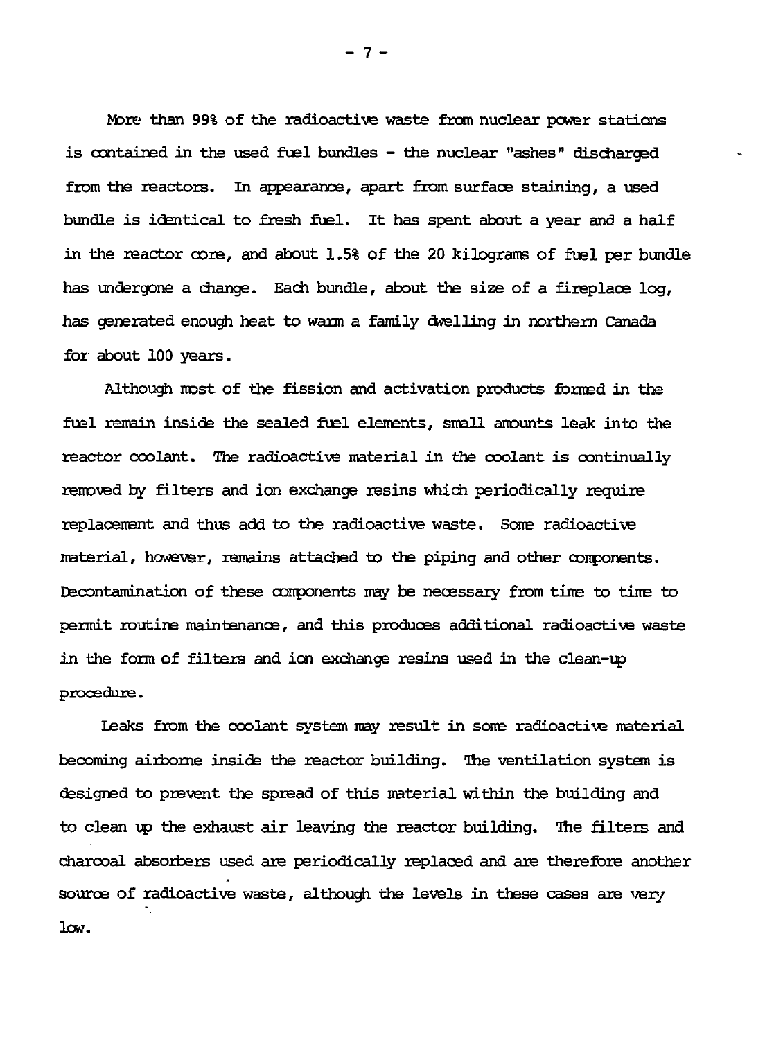More than 99% of the radioactive waste from nuclear power stations is contained in the used fuel bundles - the nuclear "ashes" discharged from the reactors. In appearance, apart from surface staining, a used bundle is identical to fresh fuel. It has spent about a year and a half in the reactor core, and about 1.5% of the 20 kilograms of fuel per bundle has undergone a change. Each bundle, about the size of a fireplace log, has generated enough heat to warm a family dwelling in northern Canada for about 100 years.

Although most of the fission and activation products formed in the fuel remain inside the sealed fuel elements, small amounts leak into the reactor coolant. The radioactive material in the coolant is continually removed by filters and ion exchange resins which periodically require replacement and thus add to the radioactive waste. Some radioactive material, however, remains attached to the piping and other components. Decontamination of these components may be necessary from time to time to permit routine maintenance, and this produces additional radioactive waste in the form of filters and ion exchange resins used in the clean-up procedure.

Leaks from the coolant system may result in some radioactive material becoming airborne inside the reactor building. The ventilation system is designed to prevent the spread of this material within the building and to clean up the exhaust air leaving the reactor building. The filters and charcoal absorbers used are periodically replaced and are therefore another source of radioactive waste, although the levels in these cases are very low.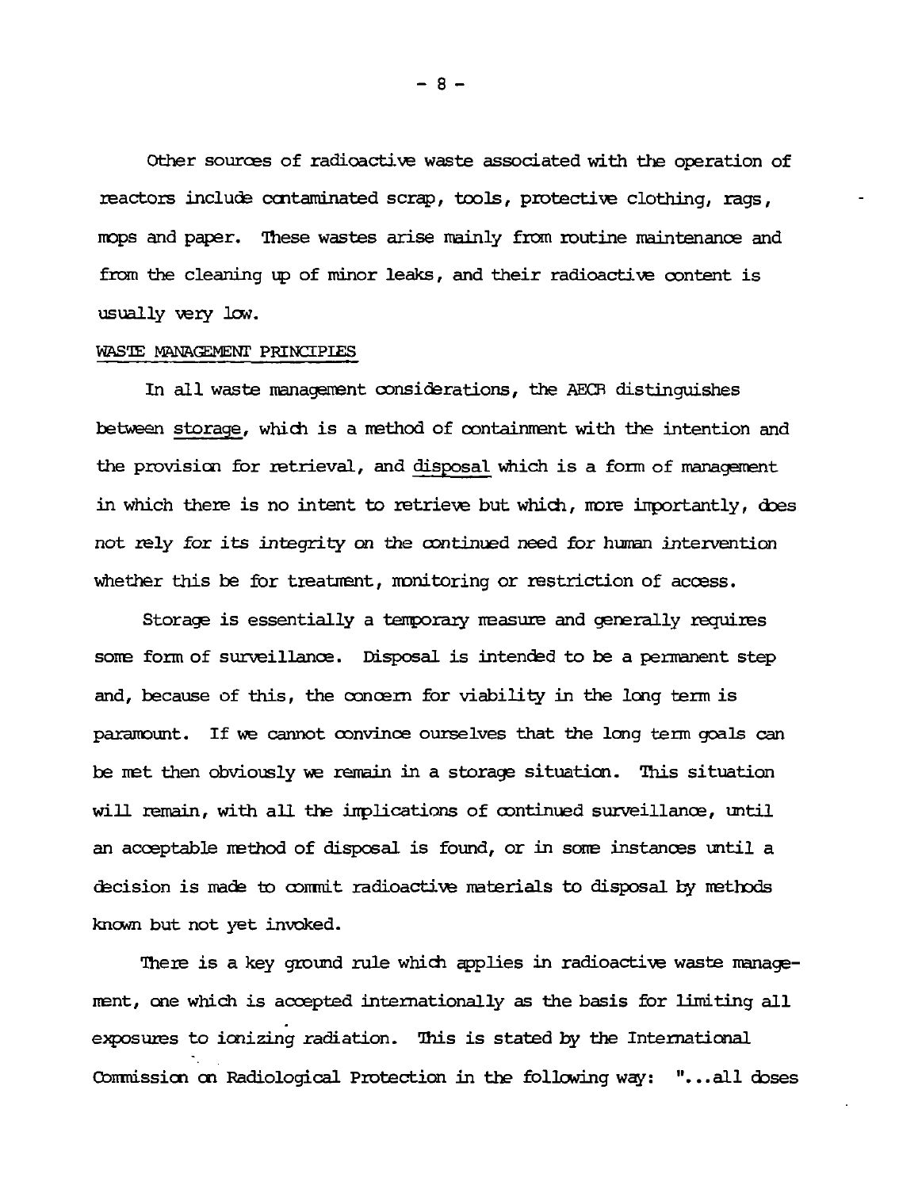Other sources of radioactive waste associated with the operation of reactors include contaminated scrap, tools, protective clothing, rags, mops and paper. These wastes arise mainly from routine maintenance and from the cleaning up of minor leaks, and their radioactive content is usually very low.

## WASTE MANAGEMENT PRINCIPLES

In all waste management considerations, the AECB distinguishes between storage, which is a method of containment with the intention and the provision for retrieval, and disposal which is a form of management in which there is no intent to retrieve but which, more importantly, does not rely for its integrity on the continued need for human intervention whether this be for treatment, monitoring or restriction of access.

Storage is essentially a temporary measure and generally requires some form of surveillance. Disposal is intended to be a permanent step and, because of this, the concern for viability in the long term is paramount. If we cannot convince ourselves that the long term goals can be met then obviously we remain in a storage situation. This situation will remain, with all the implications of continued surveillance, until an acceptable method of disposal is found, or in some instances until a decision is made to commit radioactive materials to disposal by methods known but not yet invoked.

There is a key ground rule which applies in radioactive waste management, one which is accepted internationally as the basis for limiting all exposures to ionizing radiation. This is stated by the International Commission on Radiological Protection in the following way: "...all doses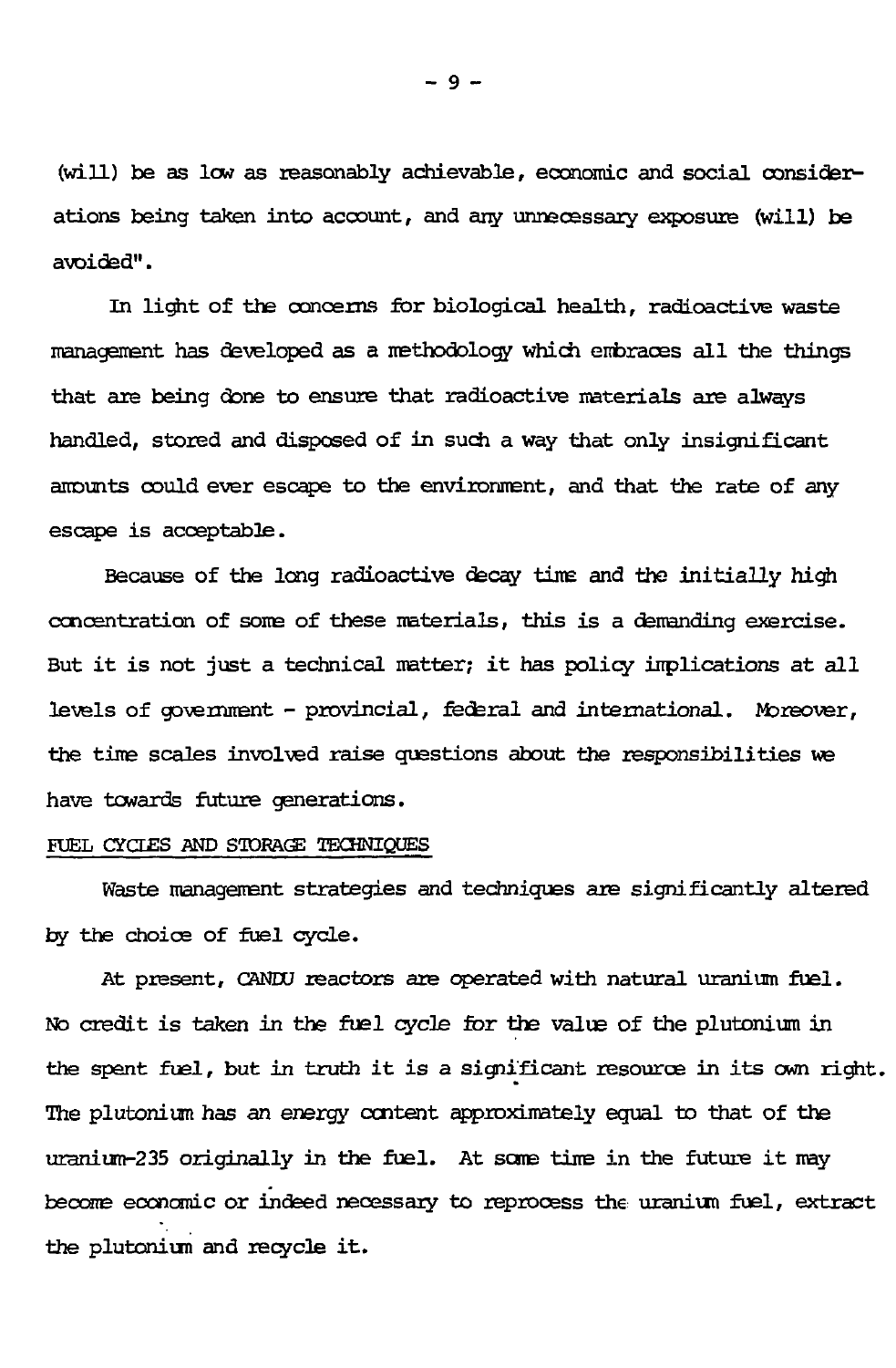(will) be as low as reasonably achievable, economic and social considerations being taken into account, and any unnecessary exposure (will) be avoided".

In light of the concerns for biological health, radioactive waste management has developed as a methodology which embraces all the things that are being done to ensure that radioactive materials are always handled, stored and disposed of in such a way that only insignificant amounts could ever escape to the environment, and that the rate of any escape is acceptable.

Because of the long radioactive decay time and the initially high concentration of some of these materials, this is a demanding exercise. But it is not just a technical matter; it has policy implications at all levels of government - provincial, federal and international. Moreover, the time scales involved raise questions about the responsibilities we have towards future generations.

## FUEL CYCLES AND STORAGE TECHNIQUES

Waste management strategies and techniques are significantly altered by the choice of fuel cycle.

At present, CANDU reactors are operated with natural uranium fuel. No credit is taken in the fuel cycle for the value of the plutonium in the spent fuel, but in truth it is a significant resource in its own right. The plutonium has an energy content approximately equal to that of the uranium-235 originally in the fuel. At some time in the future it may become economic or indeed necessary to reprocess the uranium fuel, extract the plutonium and recycle it.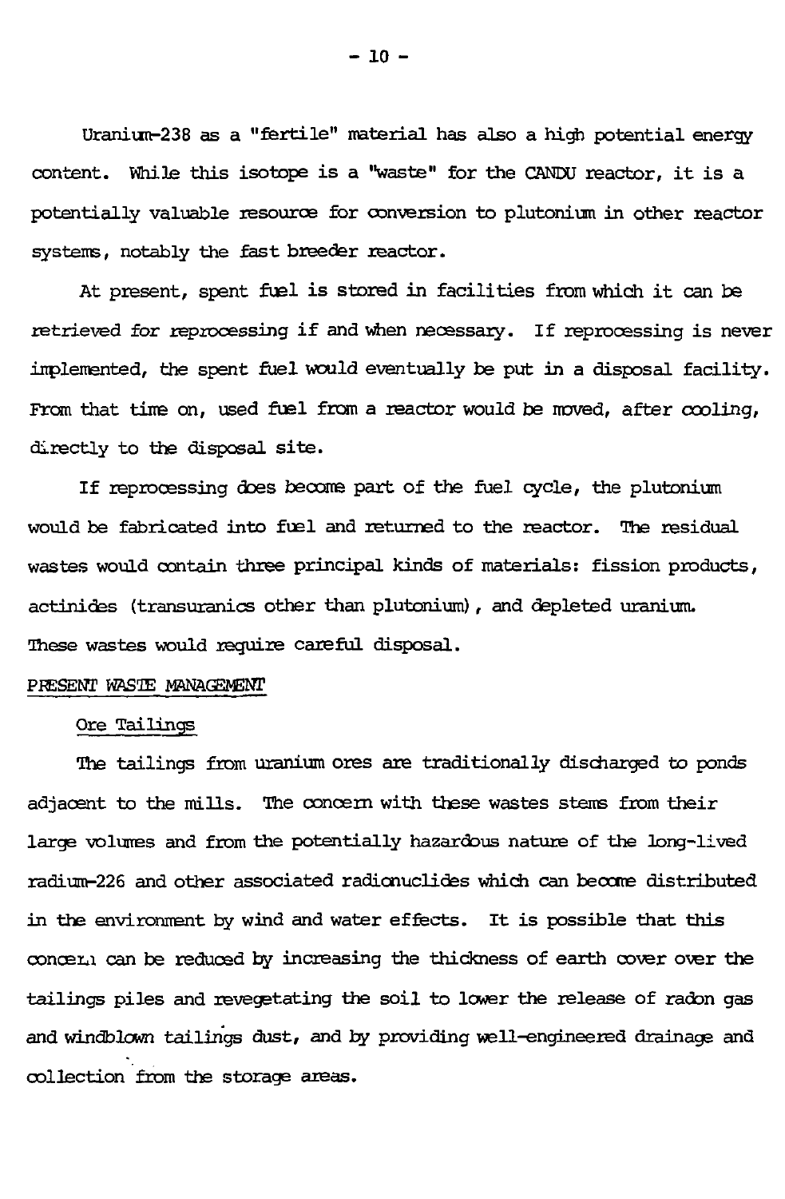Uranium-238 as a "fertile" material has also a high potential energy content. While this isotope is a "waste" for the CANDU reactor, it is a potentially valuable resource for conversion to plutonium in other reactor systems, notably the fast breeder reactor.

At present, spent fuel is stored in facilities from which it can be retrieved for reprocessing if and when necessary. If reprocessing is never implemented, the spent fuel would eventually be put in a disposal facility. From that time on, used fuel from a reactor would be moved, after cooling, directly to the disposal site.

If reprocessing does become part of the fuel cycle, the plutonium would be fabricated into fuel and returned to the reactor. The residual wastes would contain three principal kinds of materials: fission products, actinides (transuranics other than plutonium), and depleted uranium. These wastes would require careful disposal.

## PRESENT WASTE MANAGEMENT

### Ore Tailings

The tailings from uranium ores are traditionally discharged to ponds adjacent to the mills. The concern with these wastes stems from their large volumes and from the potentially hazardous nature of the long-lived radium-226 and other associated radionuclides which can become distributed in the environment by wind and water effects. It is possible that this concern can be reduced by increasing the thickness of earth cover over the tailings piles and revegetating the soil to lower the release of radon gas and windblown tailings dust, and by providing well-engineered drainage and collection from the storage areas.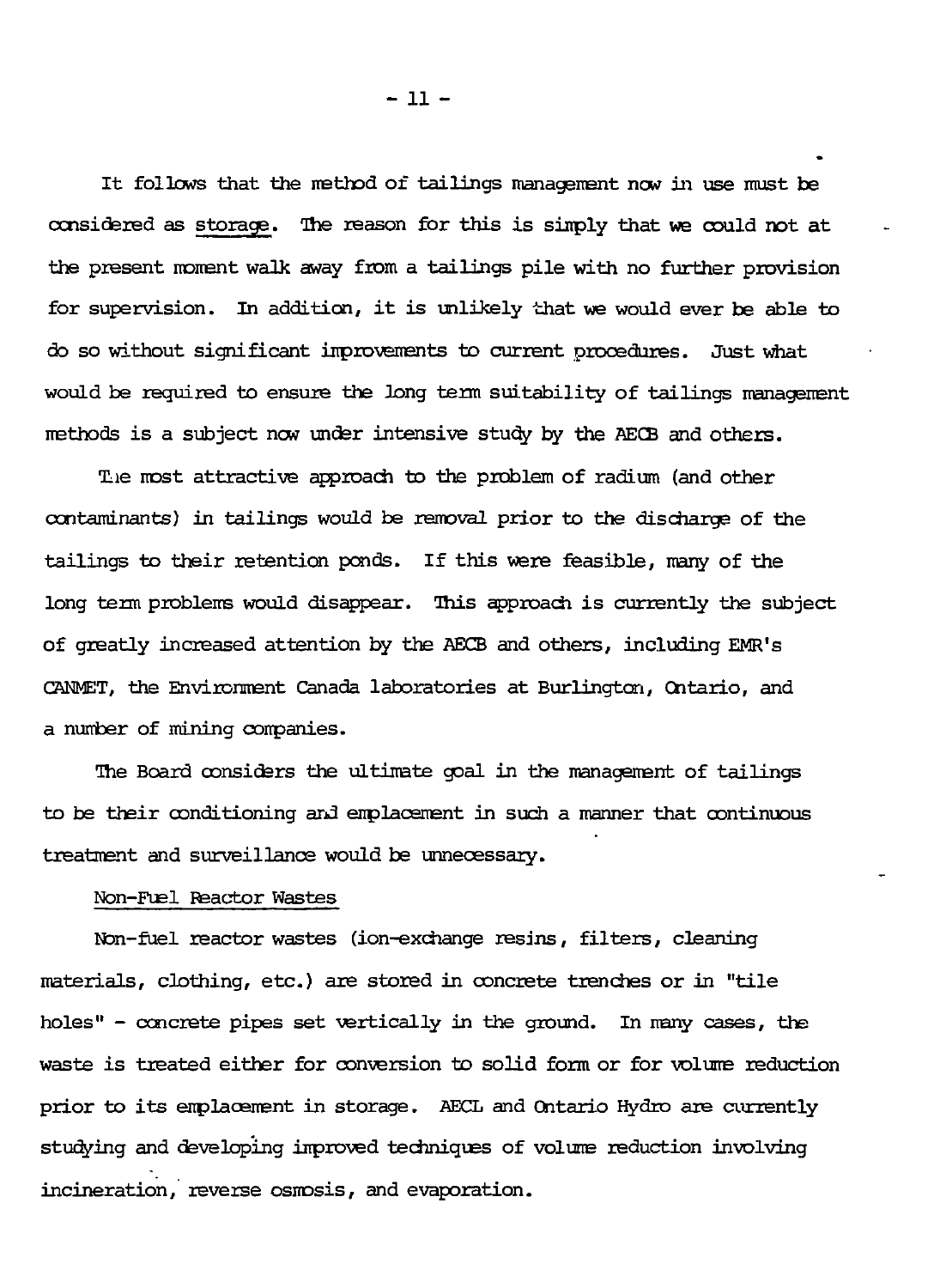It follows that the method of tailings management now in use must be considered as storage. The reason for this is simply that we could not at the present moment walk away from a tailings pile with no further provision for supervision. In addition, it is unlikely that we would ever be able to do so without significant improvements to current procedures. Just what would be required to ensure the long term suitability of tailings management methods is a subject now under intensive study by the AECB and others.

The most attractive approach to the problem of radium (and other contaminants) in tailings would be removal prior to the discharge of the tailings to their retention ponds. If this were feasible, many of the long term problems would disappear. This approach is currently the subject of greatly increased attention by the AECB and others, including EMR's CANMET, the Environment Canada laboratories at Burlington, Ontario, and a number of mining companies.

The Board considers the ultimate goal in the management of tailings to be their conditioning and emplacement in such a manner that continuous treatment and surveillance would be unnecessary.

Non-Fuel Reactor Wastes

Non-fuel reactor wastes (ion-exchange resins, filters, cleaning materials, clothing, etc.) are stored in concrete trenches or in "tile holes" - concrete pipes set vertically in the ground. In many cases, the waste is treated either for conversion to solid form or for volume reduction prior to its emplacement in storage. AECL and Ontario Hydro are currently studying and developing improved techniques of volume reduction involving incineration, reverse osmosis, and evaporation.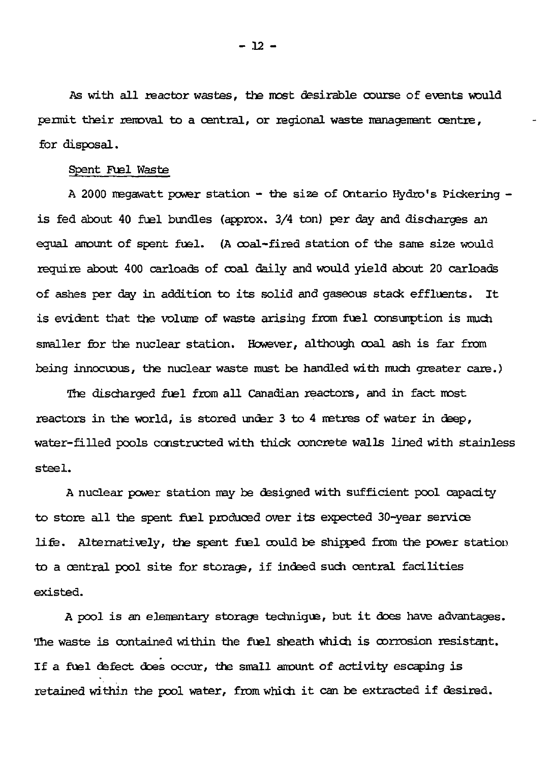As with all reactor wastes, the most desirable course of events would permit their removal to a central, or regional waste management centre, for disposal.

## Spent Fuel Waste

A 2000 megawatt power station - the size of Ontario Hydro's Pickering - is fed about 40 fuel bundles (approx. 3/4 ton) per day and discharges an equal amount of spent fuel. (A coal-fired station of the same size would require about 400 carloads of coal daily and would yield about 20 carloads of ashes per day in addition to its solid and gaseous stack effluents. It is evident that the volume of waste arising from fuel consumption is much smaller for the nuclear station. However, although coal ash is far from being innocuous, the nuclear waste must be handled with much greater care.)

The discharged fuel from all Canadian reactors, and in fact most reactors in the world, is stored under 3 to 4 metres of water in deep, water-filled pools constructed with thick concrete walls lined with stainless steel.

A nuclear power station may be designed with sufficient pool capacity to store all the spent fuel produced over its expected 30-year service life. Alternatively, the spent fuel could be shipped from the power station to a central pool site for storage, if indeed such central facilities existed.

A pool is an elementary storage technique, but it does have advantages. The waste is contained within the fuel sheath which is corrosion resistant. If a fuel defect does occur, the small amount of activity escaping is retained within the pool water, from which it can be extracted if desired.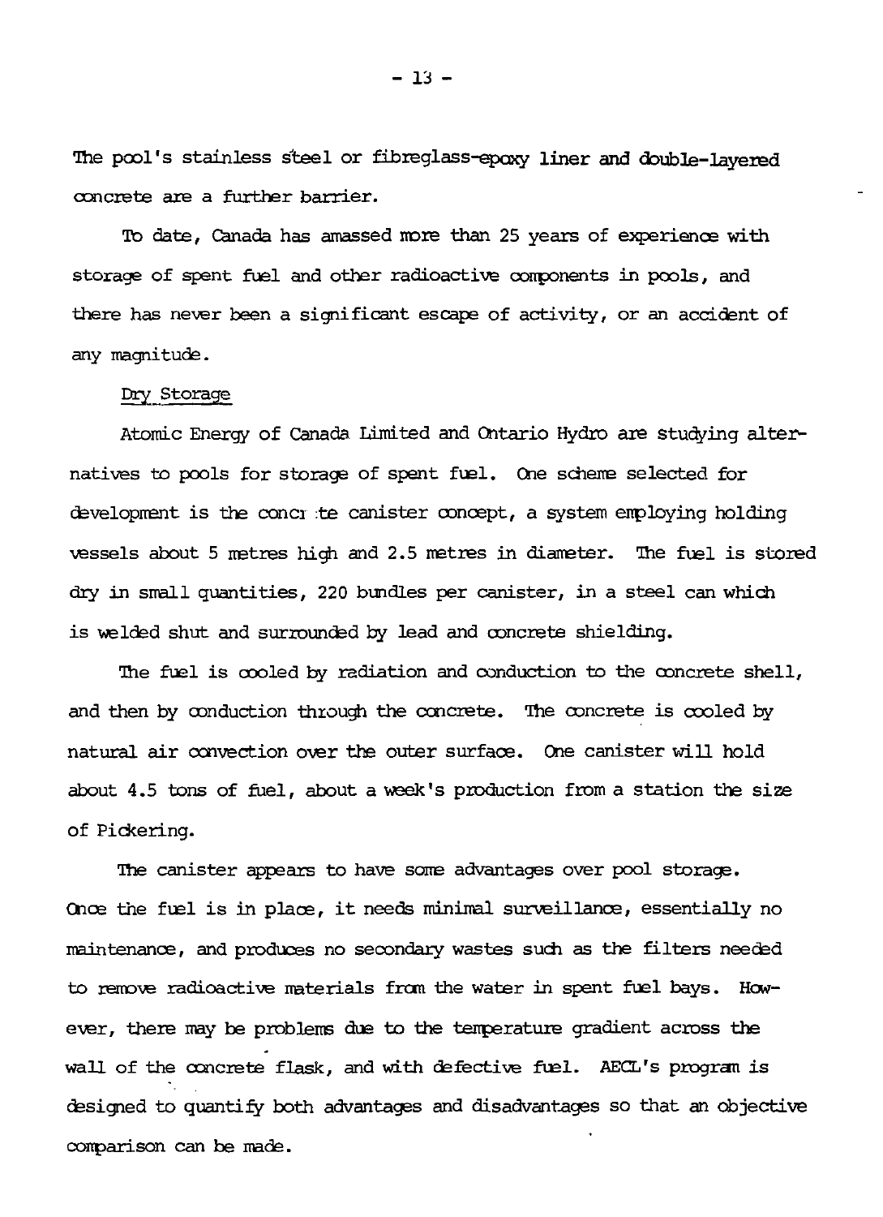The pool's stainless steel or fibreglass-epoxy liner and double-layered concrete are a further barrier.

To date, Canada has amassed more than 25 years of experience with storage of spent fuel and other radioactive components in pools, and there has never been a significant escape of activity, or an accident of any magnitude.

## Dry Storage

Atomic Energy of Canada Limited and Ontario Hydro are studying alternatives to pools for storage of spent fuel. One scheme selected for development is the concrete canister concept, a system employing holding vessels about 5 metres high and 2.5 metres in diameter. The fuel is stored dry in small quantities, 220 bundles per canister, in a steel can which is welded shut and surrounded by lead and concrete shielding.

The fuel is cooled by radiation and conduction to the concrete shell, and then by conduction through the concrete. The concrete is cooled by natural air convection over the outer surface. One canister will hold about 4.5 tons of fuel, about a week's production from a station the size of Pickering.

The canister appears to have some advantages over pool storage. Once the fuel is in place, it needs minimal surveillance, essentially no maintenance, and produces no secondary wastes such as the filters needed to remove radioactive materials from the water in spent fuel bays. However, there may be problems due to the temperature gradient across the wall of the concrete flask, and with defective fuel. AECL's program is designed to quantify both advantages and disadvantages so that an objective comparison can be made.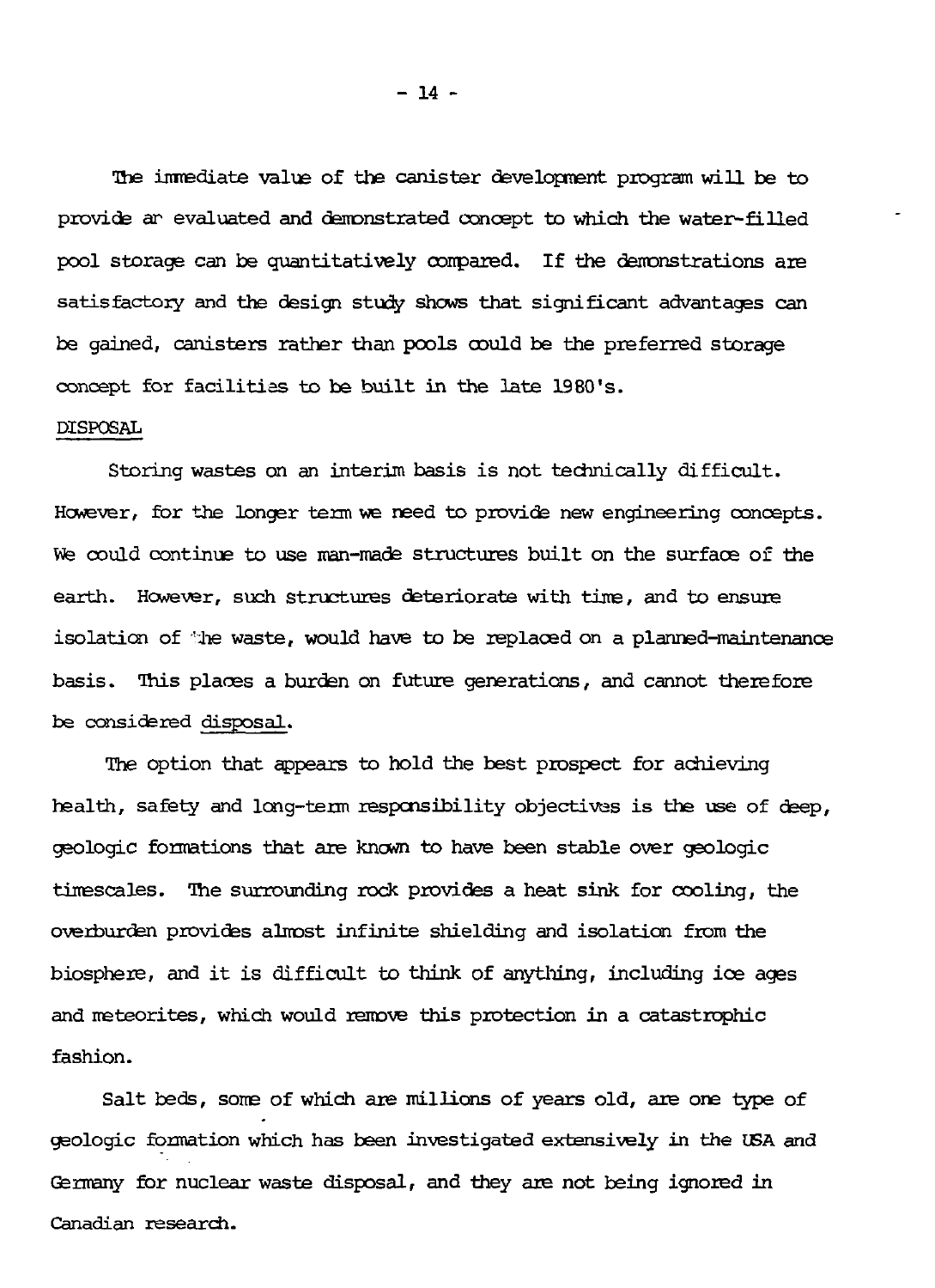The immediate value of the canister development program will be to provide an evaluated and demonstrated concept to which the water-filled pool storage can be quantitatively compared. If the demonstrations are satisfactory and the design study shows that significant advantages can be gained, canisters rather than pools could be the preferred storage concept for facilities to be built in the late 1980's.

DISPOSAL

Storing wastes on an interim basis is not technically difficult. However, for the longer term we need to provide new engineering concepts. We could continue to use man-made structures built on the surface of the earth. However, such structures deteriorate with time, and to ensure isolation of the waste, would have to be replaced on a planned-maintenance basis. This places a burden on future generations, and cannot therefore be considered disposal.

The option that appears to hold the best prospect for achieving health, safety and long-term responsibility objectives is the use of deep, geologic formations that are known to have been stable over geologic timescales. The surrounding rock provides a heat sink for cooling, the overburden provides almost infinite shielding and isolation from the biosphere, and it is difficult to think of anything, including ice ages and meteorites, which would remove this protection in a catastrophic fashion.

Salt beds, some of which are millions of years old, are one type of geologic formation which has been investigated extensively in the USA and Germany for nuclear waste disposal, and they are not being ignored in Canadian research.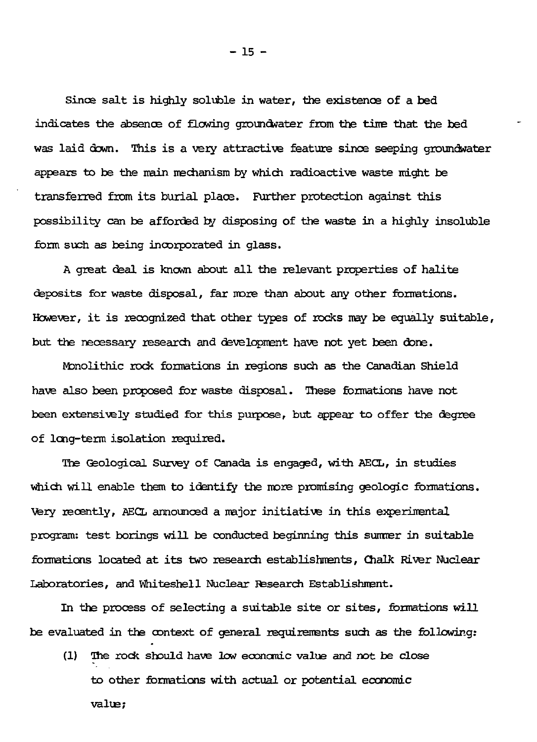Since salt is highly soluble in water, the existence of a bed indicates the absence of flowing groundwater from the time that the bed was laid down. This is a very attractive feature since seeping groundwater appears to be the main mechanism by which radioactive waste might be transferred from its burial place. Further protection against this possibility can be afforded by disposing of the waste in a highly insoluble form such as being incorporated in glass.

A great deal is known about all the relevant properties of halite deposits for waste disposal, far more than about any other formations. However, it is recognized that other types of rocks may be equally suitable, but the necessary research and development have not yet been done.

Monolithic rock formations in regions such as the Canadian Shield have also been proposed for waste disposal. These formations have not been extensively studied for this purpose, but appear to offer the degree of long-term isolation required.

The Geological Survey of Canada is engaged, with AECL, in studies which will enable them to identify the more promising geologic formations. Very recently, AECL announced a major initiative in this experimental program: test borings will be conducted beginning this summer in suitable formations located at its two research establishments, Chalk River Nuclear Laboratories, and Whiteshell Nuclear Research Establishment.

In the process of selecting a suitable site or sites, formations will be evaluated in the context of general requirements such as the following:

(1) The rock should have low economic value and not be close to other formations with actual or potential economic value;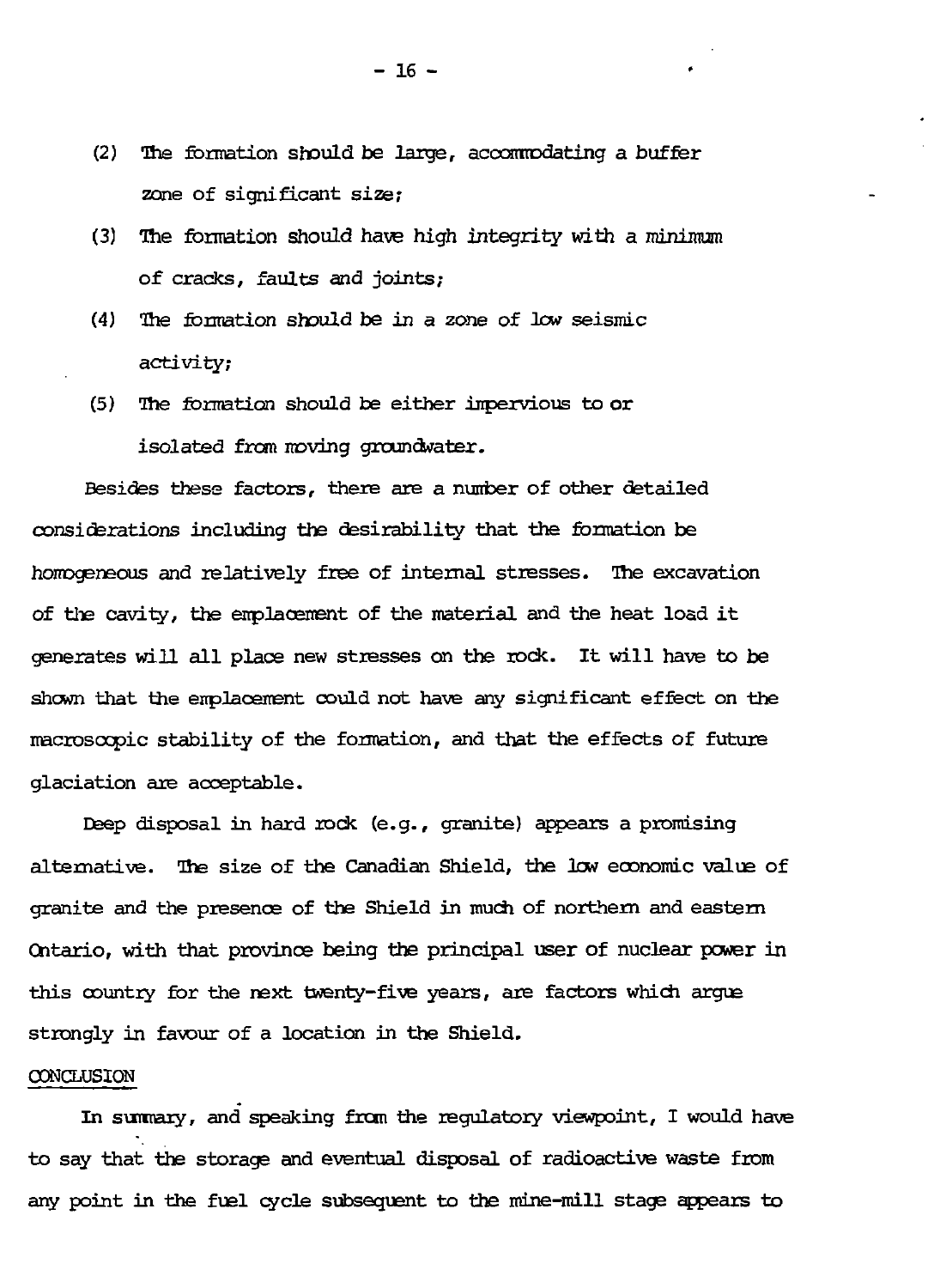(2) The formation should be large, accommodating a buffer zone of significant size;

(3) The formation should have high integrity with a minimum of cracks, faults and joints;

(4) The formation should be in a zone of low seismic activity;

(5) The formation should be either impervious to or isolated from moving groundwater.

Besides these factors, there are a number of other detailed considerations including the desirability that the formation be homogeneous and relatively free of internal stresses. The excavation of the cavity, the emplacement of the material and the heat load it generates will all place new stresses on the rock. It will have to be shown that the emplacement could not have any significant effect on the macroscopic stability of the formation, and that the effects of future glaciation are acceptable.

Deep disposal in hard rock (e.g., granite) appears a promising alternative. The size of the Canadian Shield, the low economic value of granite and the presence of the Shield in much of northern and eastern Ontario, with that province being the principal user of nuclear power in this country for the next twenty-five years, are factors which argue strongly in favour of a location in the Shield.

## CONCLUSION

In summary, and speaking from the regulatory viewpoint, I would have to say that the storage and eventual disposal of radioactive waste from any point in the fuel cycle subsequent to the mine-mill stage appears to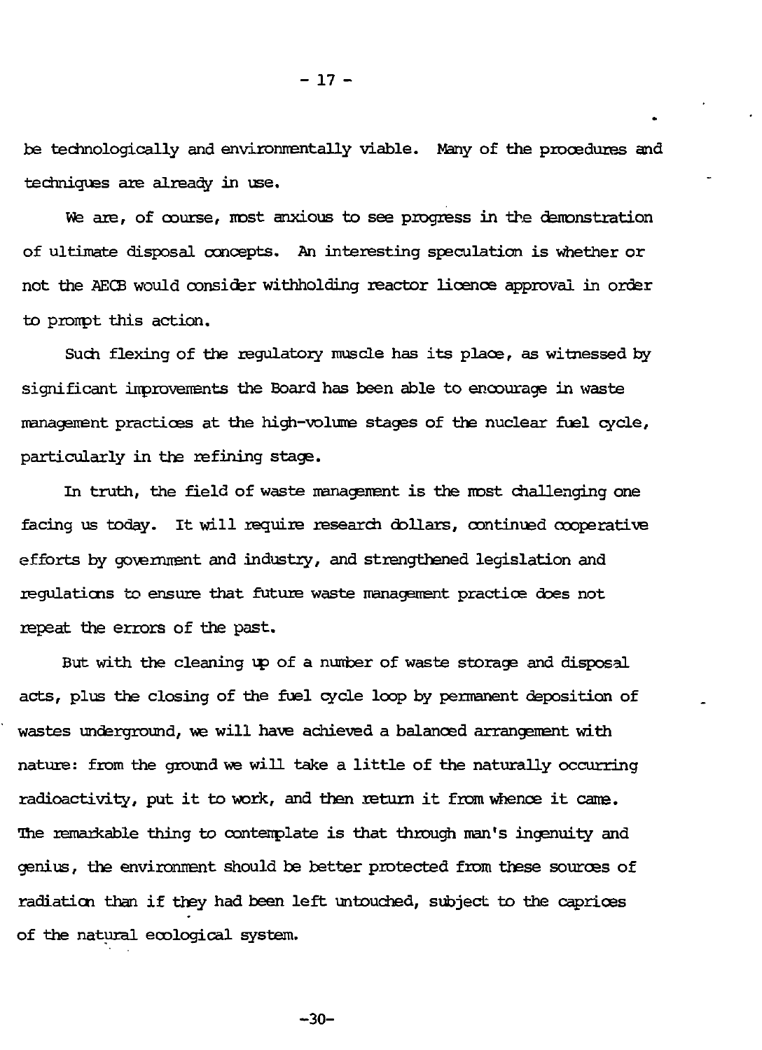be technologically and environmentally viable. Many of the procedures and techniques are already in use.

We are, of course, most anxious to see progress in the demonstration of ultimate disposal concepts. An interesting speculation is whether or not the AECB would consider withholding reactor licence approval in order to prompt this action.

Such flexing of the regulatory muscle has its place, as witnessed by significant improvements the Board has been able to encourage in waste management practices at the high-volume stages of the nuclear fuel cycle, particularly in the refining stage.

In truth, the field of waste management is the most challenging one facing us today. It will require research dollars, continued cooperative efforts by government and industry, and strengthened legislation and regulations to ensure that future waste management practice does not repeat the errors of the past.

But with the cleaning up of a number of waste storage and disposal acts, plus the closing of the fuel cycle loop by permanent deposition of wastes underground, we will have achieved a balanced arrangement with nature: from the ground we will take a little of the naturally occurring radioactivity, put it to work, and then return it from whence it came. The remarkable thing to contemplate is that through man's ingenuity and genius, the environment should be better protected from these sources of radiation than if they had been left untouched, subject to the caprices of the natural ecological system.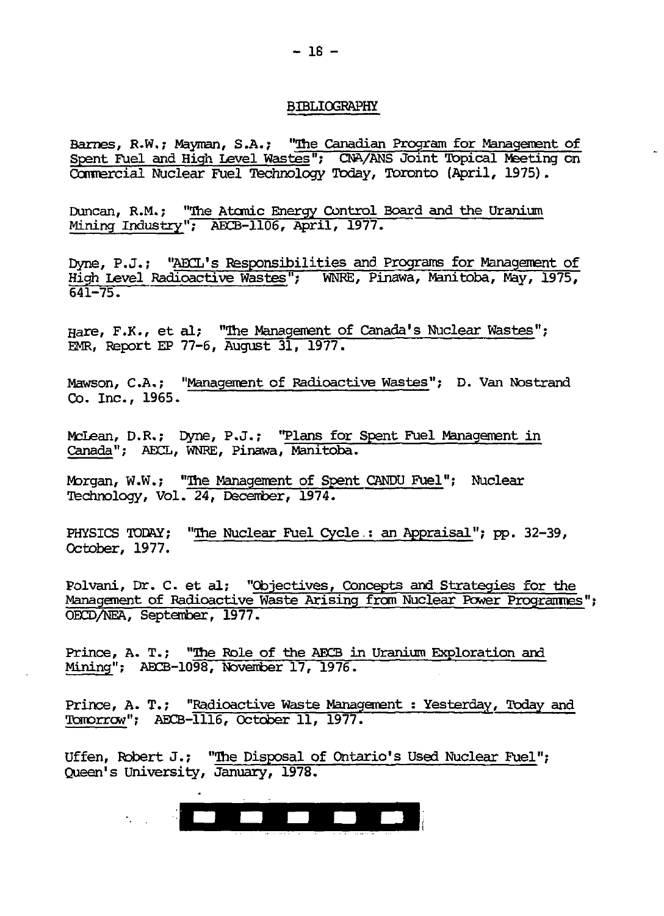## BIBLIOGRAPHY

Barnes, R.W.; Mayman, S.A.; "The Canadian Program for Management of Spent Fuel and High Level Wastes"; CNA/ANS Joint Topical Meeting on Commercial Nuclear Fuel Technology Today, Toronto (April, 1975).

Duncan, R.M.; "The Atomic Energy Control Board and the Uranium Mining Industry"; AECB-1106, April, 1977.

Dyne, P.J.; "AECL's Responsibilities and Programs for Management of High Level Radioactive Wastes"; WNRE, Pinawa, Manitoba, May, 1975, 641-75.

Hare, F.K., et al; "The Management of Canada's Nuclear Wastes"; EMR, Report EP 77-6, August 31, 1977.

Mawson, C.A.; "Management of Radioactive Wastes"; D. Van Nostrand Co. Inc., 1965.

McLean, D.R.; Dyne, P.J.; "Plans for Spent Fuel Management in Canada"; AECL, WNRE, Pinawa, Manitoba.

Morgan, W.W.; "The Management of Spent CANDU Fuel"; Nuclear Technology, Vol. 24, December, 1974.

PHYSICS TODAY; "The Nuclear Fuel Cycle : an Appraisal"; pp. 32-39, October, 1977.

Polvani, Dr. C. et al; "Objectives, Concepts and Strategies for the Management of Radioactive Waste Arising from Nuclear Power Programmes"; OECD/NEA, September, 1977.

Prince, A. T.; "The Role of the AECB in Uranium Exploration and Mining"; AECB-1098, November 17, 1976.

Prince, A. T.; "Radioactive Waste Management : Yesterday, Today and Tomorrow"; AECB-1116, October 11, 1977.

Uffen, Robert J.; "The Disposal of Ontario's Used Nuclear Fuel"; Queen's University, January, 1978.